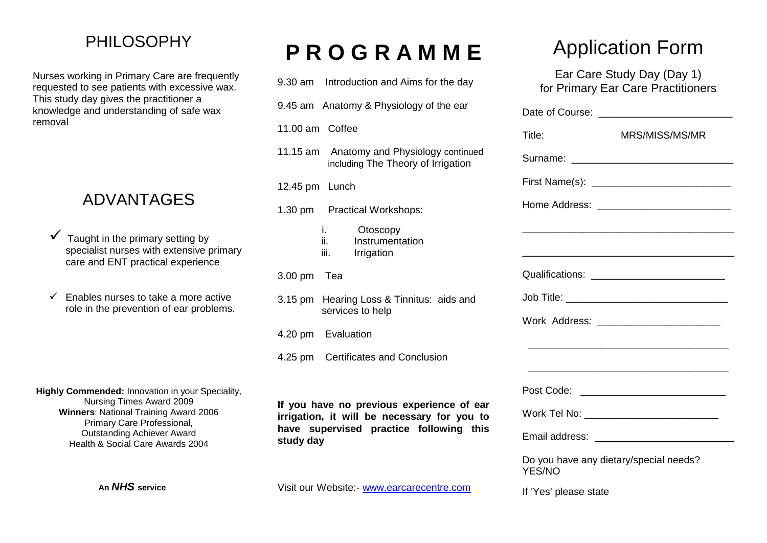## PHILOSOPHY

Nurses working in Primary Care are frequently requested to see patients with excessive wax. This study day gives the practitioner a knowledge and understanding of safe wax removal

## ADVANTAGES

- ✓ Taught in the primary setting by specialist nurses with extensive primary care and ENT practical experience
- ✓ Enables nurses to take a more active role in the prevention of ear problems.

**Highly Commended:** Innovation in your Speciality, Nursing Times Award 2009
**Winners**: National Training Award 2006
Primary Care Professional, Outstanding Achiever Award
Health & Social Care Awards 2004

An ***NHS*** **service**

# P R O G R A M M E

9.30 am Introduction and Aims for the day

9.45 am Anatomy & Physiology of the ear

11.00 am Coffee

11.15 am Anatomy and Physiology continued including The Theory of Irrigation

12.45 pm Lunch

1.30 pm Practical Workshops:

- i. Otoscopy
- ii. Instrumentation
- iii. Irrigation

3.00 pm Tea

3.15 pm Hearing Loss & Tinnitus: aids and services to help

4.20 pm Evaluation

4.25 pm Certificates and Conclusion

**If you have no previous experience of ear irrigation, it will be necessary for you to have supervised practice following this study day**

Visit our Website:- www.earcarecentre.com

# Application Form

Ear Care Study Day (Day 1)
for Primary Ear Care Practitioners

Date of Course: ________________________

Title: MRS/MISS/MS/MR

Surname: ____________________________

First Name(s): _________________________

Home Address: ________________________

______________________________________

______________________________________

Qualifications: ________________________

Job Title: _____________________________

Work Address: ______________________

____________________________________

____________________________________

Post Code: _________________________

Work Tel No: ________________________

Email address: ________________________

Do you have any dietary/special needs? YES/NO

If 'Yes' please state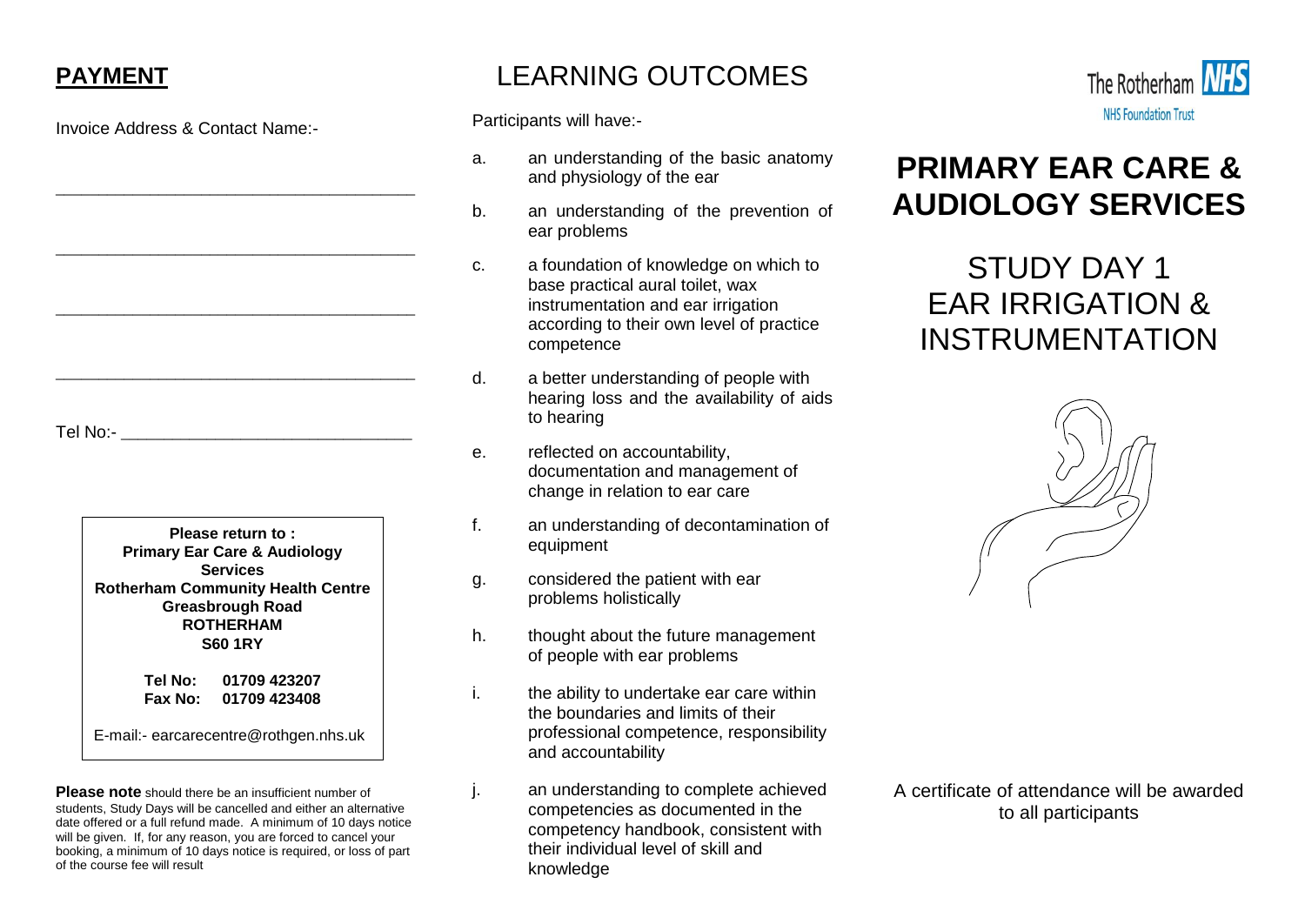## PAYMENT

Invoice Address & Contact Name:-

\_\_\_\_\_\_\_\_\_\_\_\_\_\_\_\_\_\_\_\_\_\_\_\_\_\_\_\_\_\_\_\_\_\_\_\_\_\_

\_\_\_\_\_\_\_\_\_\_\_\_\_\_\_\_\_\_\_\_\_\_\_\_\_\_\_\_\_\_\_\_\_\_\_\_\_\_

\_\_\_\_\_\_\_\_\_\_\_\_\_\_\_\_\_\_\_\_\_\_\_\_\_\_\_\_\_\_\_\_\_\_\_\_\_\_

\_\_\_\_\_\_\_\_\_\_\_\_\_\_\_\_\_\_\_\_\_\_\_\_\_\_\_\_\_\_\_\_\_\_\_\_\_\_

Tel No:- \_\_\_\_\_\_\_\_\_\_\_\_\_\_\_\_\_\_\_\_\_\_\_\_\_\_\_\_\_\_

**Please return to :**
**Primary Ear Care & Audiology Services**
**Rotherham Community Health Centre**
**Greasbrough Road**
**ROTHERHAM**
**S60 1RY**

**Tel No: 01709 423207**
**Fax No: 01709 423408**

E-mail:- earcarecentre@rothgen.nhs.uk

**Please note** should there be an insufficient number of students, Study Days will be cancelled and either an alternative date offered or a full refund made. A minimum of 10 days notice will be given. If, for any reason, you are forced to cancel your booking, a minimum of 10 days notice is required, or loss of part of the course fee will result

## LEARNING OUTCOMES

Participants will have:-

a. an understanding of the basic anatomy and physiology of the ear

b. an understanding of the prevention of ear problems

c. a foundation of knowledge on which to base practical aural toilet, wax instrumentation and ear irrigation according to their own level of practice competence

d. a better understanding of people with hearing loss and the availability of aids to hearing

e. reflected on accountability, documentation and management of change in relation to ear care

f. an understanding of decontamination of equipment

g. considered the patient with ear problems holistically

h. thought about the future management of people with ear problems

i. the ability to undertake ear care within the boundaries and limits of their professional competence, responsibility and accountability

j. an understanding to complete achieved competencies as documented in the competency handbook, consistent with their individual level of skill and knowledge

The Rotherham NHS
NHS Foundation Trust

# PRIMARY EAR CARE & AUDIOLOGY SERVICES

## STUDY DAY 1
## EAR IRRIGATION & INSTRUMENTATION

A certificate of attendance will be awarded to all participants